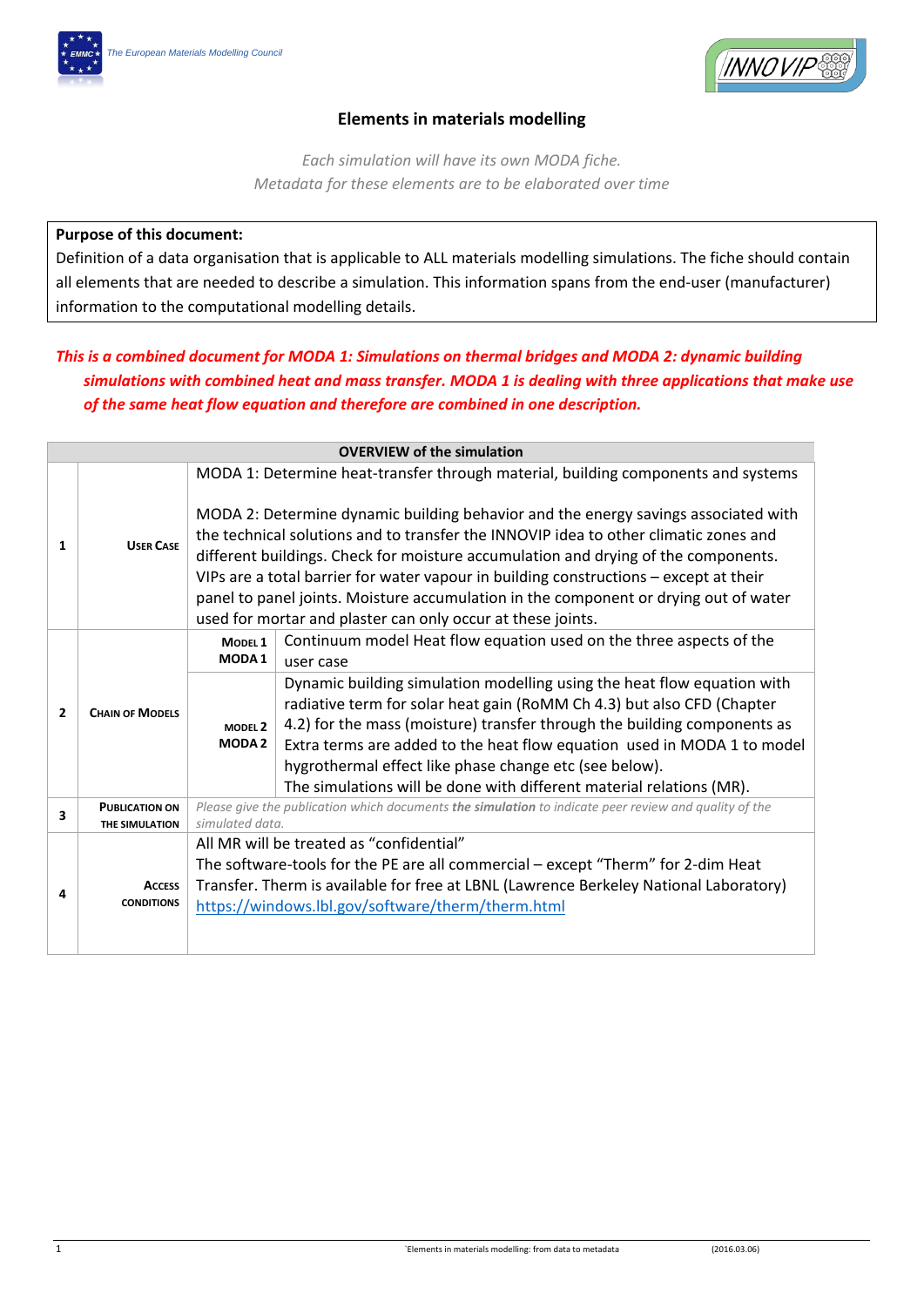# Elements in materials modelling

*Each simulation will have its own MODA fiche.*
*Metadata for these elements are to be elaborated over time*

**Purpose of this document:**
Definition of a data organisation that is applicable to ALL materials modelling simulations. The fiche should contain all elements that are needed to describe a simulation. This information spans from the end-user (manufacturer) information to the computational modelling details.

***This is a combined document for MODA 1: Simulations on thermal bridges and MODA 2: dynamic building simulations with combined heat and mass transfer. MODA 1 is dealing with three applications that make use of the same heat flow equation and therefore are combined in one description.***

| OVERVIEW of the simulation | | | |
|---|---|---|---|
| 1 | USER CASE | MODA 1: Determine heat-transfer through material, building components and systems<br><br>MODA 2: Determine dynamic building behavior and the energy savings associated with the technical solutions and to transfer the INNOVIP idea to other climatic zones and different buildings. Check for moisture accumulation and drying of the components. VIPs are a total barrier for water vapour in building constructions – except at their panel to panel joints. Moisture accumulation in the component or drying out of water used for mortar and plaster can only occur at these joints. | |
| 2 | CHAIN OF MODELS | MODEL 1<br>MODA 1 | Continuum model Heat flow equation used on the three aspects of the user case |
| | | MODEL 2<br>MODA 2 | Dynamic building simulation modelling using the heat flow equation with radiative term for solar heat gain (RoMM Ch 4.3) but also CFD (Chapter 4.2) for the mass (moisture) transfer through the building components as Extra terms are added to the heat flow equation used in MODA 1 to model hygrothermal effect like phase change etc (see below).<br>The simulations will be done with different material relations (MR). |
| 3 | PUBLICATION ON THE SIMULATION | *Please give the publication which documents **the simulation** to indicate peer review and quality of the simulated data.* | |
| 4 | ACCESS CONDITIONS | All MR will be treated as "confidential"<br>The software-tools for the PE are all commercial – except "Therm" for 2-dim Heat Transfer. Therm is available for free at LBNL (Lawrence Berkeley National Laboratory) https://windows.lbl.gov/software/therm/therm.html | |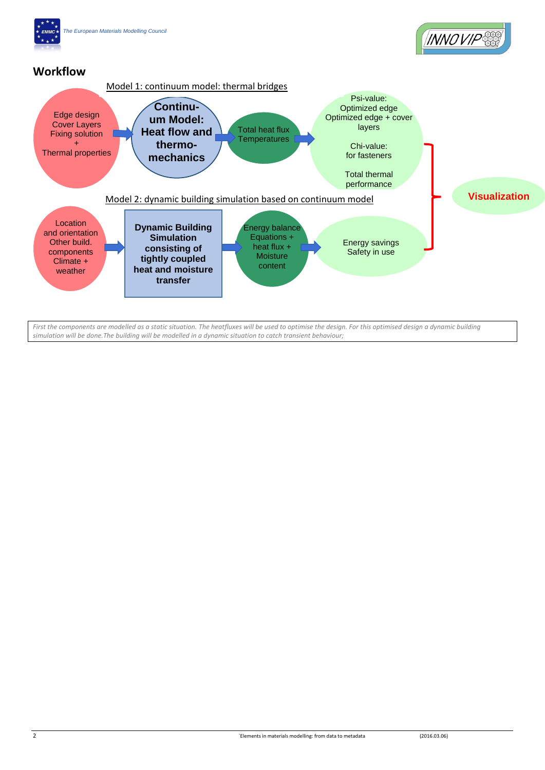## Workflow

Model 1: continuum model: thermal bridges

Edge design
Cover Layers
Fixing solution
+
Thermal properties

→ **Continuum Model: Heat flow and thermo-mechanics**

→ Total heat flux
Temperatures

→ Psi-value:
Optimized edge
Optimized edge + cover layers

Chi-value:
for fasteners

Total thermal performance

Model 2: dynamic building simulation based on continuum model

Location and orientation
Other build. components
Climate +
weather

→ **Dynamic Building Simulation consisting of tightly coupled heat and moisture transfer**

→ Energy balance
Equations +
heat flux +
Moisture content

→ Energy savings
Safety in use

**Visualization**

*First the components are modelled as a static situation. The heatfluxes will be used to optimise the design. For this optimised design a dynamic building simulation will be done.The building will be modelled in a dynamic situation to catch transient behaviour;*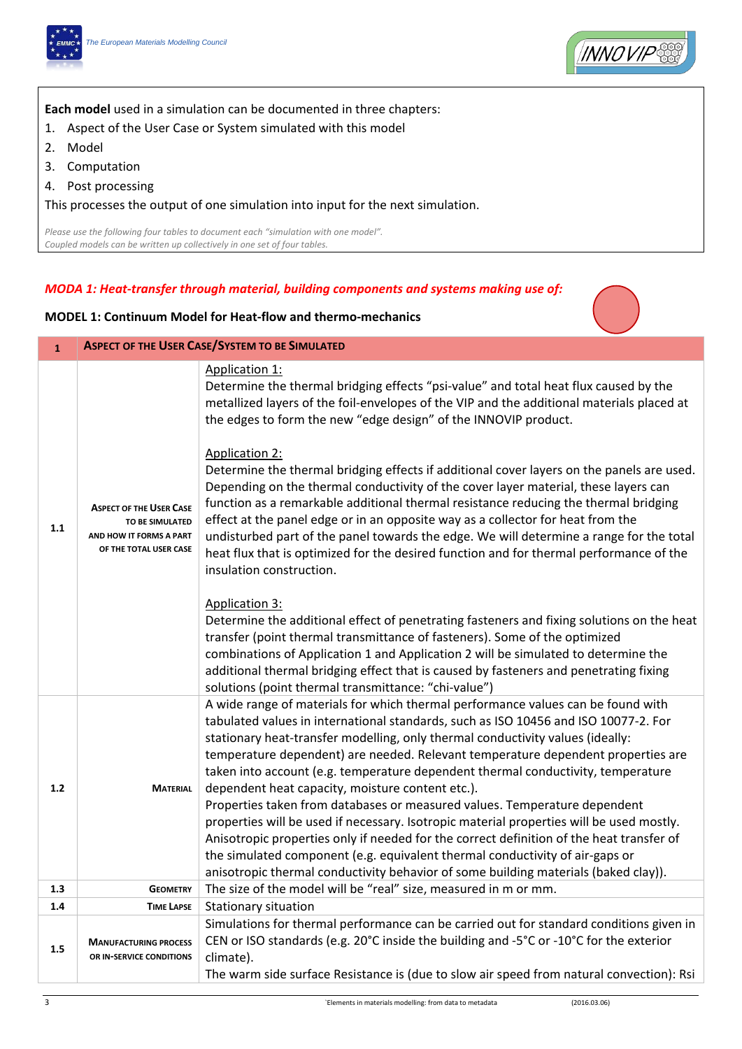**Each model** used in a simulation can be documented in three chapters:

1. Aspect of the User Case or System simulated with this model
2. Model
3. Computation
4. Post processing

This processes the output of one simulation into input for the next simulation.

*Please use the following four tables to document each "simulation with one model".*
*Coupled models can be written up collectively in one set of four tables.*

***MODA 1: Heat-transfer through material, building components and systems making use of:***

**MODEL 1: Continuum Model for Heat-flow and thermo-mechanics**

| 1 | ASPECT OF THE USER CASE/SYSTEM TO BE SIMULATED | |
|---|---|---|
| 1.1 | ASPECT OF THE USER CASE TO BE SIMULATED AND HOW IT FORMS A PART OF THE TOTAL USER CASE | Application 1:<br>Determine the thermal bridging effects "psi-value" and total heat flux caused by the metallized layers of the foil-envelopes of the VIP and the additional materials placed at the edges to form the new "edge design" of the INNOVIP product.<br><br>Application 2:<br>Determine the thermal bridging effects if additional cover layers on the panels are used. Depending on the thermal conductivity of the cover layer material, these layers can function as a remarkable additional thermal resistance reducing the thermal bridging effect at the panel edge or in an opposite way as a collector for heat from the undisturbed part of the panel towards the edge. We will determine a range for the total heat flux that is optimized for the desired function and for thermal performance of the insulation construction.<br><br>Application 3:<br>Determine the additional effect of penetrating fasteners and fixing solutions on the heat transfer (point thermal transmittance of fasteners). Some of the optimized combinations of Application 1 and Application 2 will be simulated to determine the additional thermal bridging effect that is caused by fasteners and penetrating fixing solutions (point thermal transmittance: "chi-value") |
| 1.2 | MATERIAL | A wide range of materials for which thermal performance values can be found with tabulated values in international standards, such as ISO 10456 and ISO 10077-2. For stationary heat-transfer modelling, only thermal conductivity values (ideally: temperature dependent) are needed. Relevant temperature dependent properties are taken into account (e.g. temperature dependent thermal conductivity, temperature dependent heat capacity, moisture content etc.).<br>Properties taken from databases or measured values. Temperature dependent properties will be used if necessary. Isotropic material properties will be used mostly. Anisotropic properties only if needed for the correct definition of the heat transfer of the simulated component (e.g. equivalent thermal conductivity of air-gaps or anisotropic thermal conductivity behavior of some building materials (baked clay)). |
| 1.3 | GEOMETRY | The size of the model will be "real" size, measured in m or mm. |
| 1.4 | TIME LAPSE | Stationary situation |
| 1.5 | MANUFACTURING PROCESS OR IN-SERVICE CONDITIONS | Simulations for thermal performance can be carried out for standard conditions given in CEN or ISO standards (e.g. 20°C inside the building and -5°C or -10°C for the exterior climate).<br>The warm side surface Resistance is (due to slow air speed from natural convection): Rsi |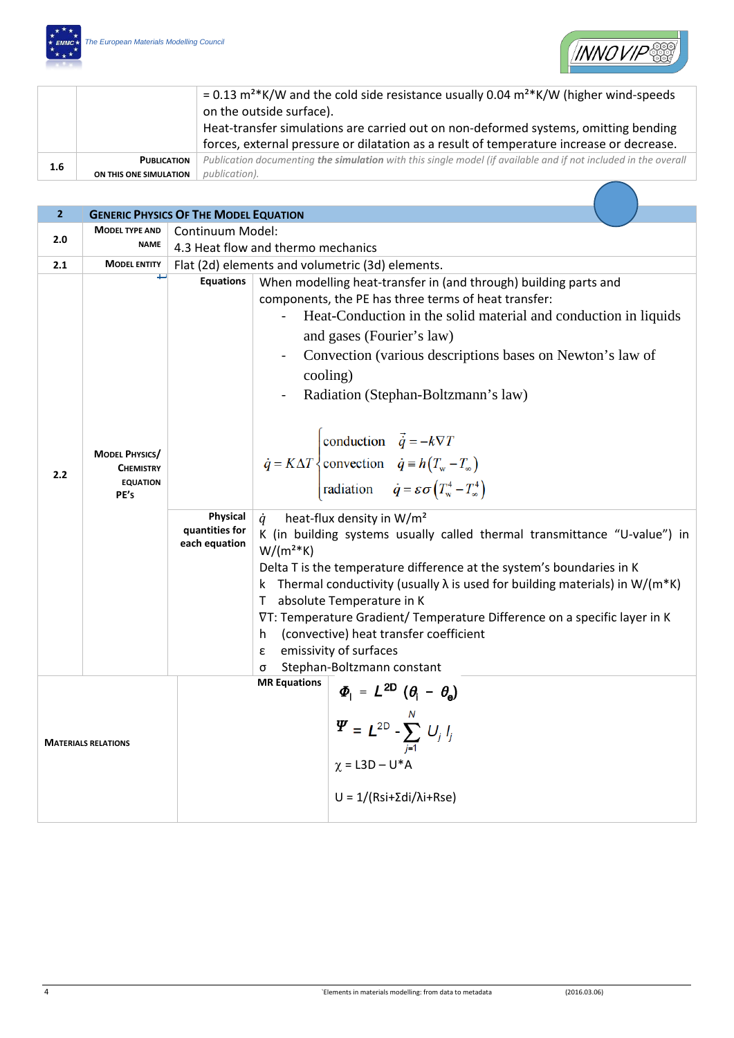| | | |
|---|---|---|
| | | = 0.13 m²*K/W and the cold side resistance usually 0.04 m²*K/W (higher wind-speeds on the outside surface).<br>Heat-transfer simulations are carried out on non-deformed systems, omitting bending forces, external pressure or dilatation as a result of temperature increase or decrease. |
| 1.6 | **PUBLICATION ON THIS ONE SIMULATION** | *Publication documenting **the simulation** with this single model (if available and if not included in the overall publication).* |

| | | | |
|---|---|---|---|
| **2** | **GENERIC PHYSICS OF THE MODEL EQUATION** | | |
| **2.0** | **MODEL TYPE AND NAME** | Continuum Model:<br>4.3 Heat flow and thermo mechanics | |
| **2.1** | **MODEL ENTITY** | Flat (2d) elements and volumetric (3d) elements. | |
| **2.2** | **MODEL PHYSICS/ CHEMISTRY EQUATION PE'S** | **Equations** | When modelling heat-transfer in (and through) building parts and components, the PE has three terms of heat transfer:<br>- Heat-Conduction in the solid material and conduction in liquids and gases (Fourier's law)<br>- Convection (various descriptions bases on Newton's law of cooling)<br>- Radiation (Stephan-Boltzmann's law)<br><br>$\dot{q} = K\Delta T \begin{cases} \text{conduction} & \vec{q} = -k\nabla T \\ \text{convection} & \dot{q} = h\left(T_w - T_\infty\right) \\ \text{radiation} & \dot{q} = \varepsilon\sigma\left(T_w^4 - T_\infty^4\right) \end{cases}$ |
| | | **Physical quantities for each equation** | $\dot{q}$ heat-flux density in W/m²<br>K (in building systems usually called thermal transmittance "U-value") in W/(m²*K)<br>Delta T is the temperature difference at the system's boundaries in K<br>k Thermal conductivity (usually λ is used for building materials) in W/(m*K)<br>T absolute Temperature in K<br>∇T: Temperature Gradient/ Temperature Difference on a specific layer in K<br>h (convective) heat transfer coefficient<br>ε emissivity of surfaces<br>σ Stephan-Boltzmann constant |
| **MATERIALS RELATIONS** | | **MR Equations** | $\Phi_i = L^{2D}\,(\theta_i - \theta_e)$<br><br>$\Psi = L^{2D} - \sum_{j=1}^{N} U_j\, l_j$<br><br>χ = L3D – U*A<br><br>U = 1/(Rsi+Σdi/λi+Rse) |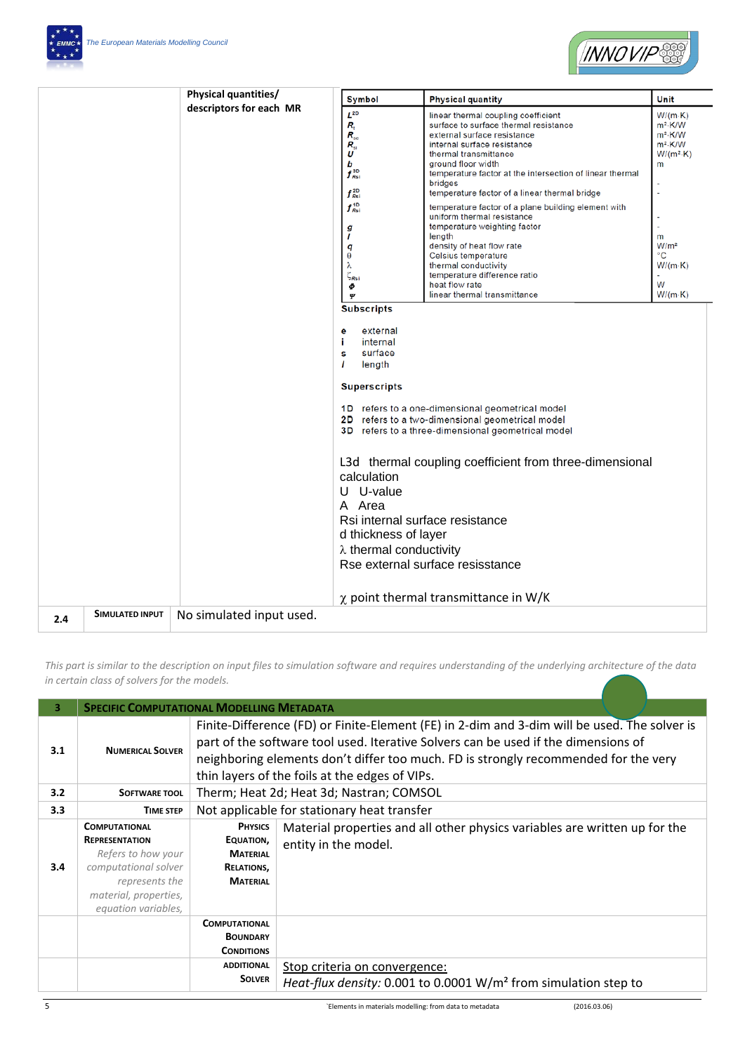| | | Physical quantities/ descriptors for each MR | |
|---|---|---|---|

| Symbol | Physical quantity | Unit |
|---|---|---|
| $L^{2D}$ | linear thermal coupling coefficient | W/(m·K) |
| $R_t$ | surface to surface thermal resistance | m²·K/W |
| $R_{se}$ | external surface resistance | m²·K/W |
| $R_{si}$ | internal surface resistance | m²·K/W |
| $U$ | thermal transmittance | W/(m²·K) |
| $b$ | ground floor width | m |
| $f^{3D}_{Rsi}$ | temperature factor at the intersection of linear thermal bridges | - |
| $f^{2D}_{Rsi}$ | temperature factor of a linear thermal bridge | - |
| $f^{1D}_{Rsi}$ | temperature factor of a plane building element with uniform thermal resistance | - |
| $g$ | temperature weighting factor | - |
| $l$ | length | m |
| $q$ | density of heat flow rate | W/m² |
| $\theta$ | Celsius temperature | °C |
| $\lambda$ | thermal conductivity | W/(m·K) |
| $\zeta_{Rsi}$ | temperature difference ratio | - |
| $\Phi$ | heat flow rate | W |
| $\Psi$ | linear thermal transmittance | W/(m·K) |

**Subscripts**

- e external
- i internal
- s surface
- l length

**Superscripts**

- 1D refers to a one-dimensional geometrical model
- 2D refers to a two-dimensional geometrical model
- 3D refers to a three-dimensional geometrical model

L3d thermal coupling coefficient from three-dimensional calculation
U U-value
A Area
Rsi internal surface resistance
d thickness of layer
$\lambda$ thermal conductivity
Rse external surface resisstance

$\chi$ point thermal transmittance in W/K

| 2.4 | SIMULATED INPUT | No simulated input used. |
|---|---|---|

*This part is similar to the description on input files to simulation software and requires understanding of the underlying architecture of the data in certain class of solvers for the models.*

| 3 | SPECIFIC COMPUTATIONAL MODELLING METADATA | | |
|---|---|---|---|
| 3.1 | NUMERICAL SOLVER | Finite-Difference (FD) or Finite-Element (FE) in 2-dim and 3-dim will be used. The solver is part of the software tool used. Iterative Solvers can be used if the dimensions of neighboring elements don't differ too much. FD is strongly recommended for the very thin layers of the foils at the edges of VIPs. | |
| 3.2 | SOFTWARE TOOL | Therm; Heat 2d; Heat 3d; Nastran; COMSOL | |
| 3.3 | TIME STEP | Not applicable for stationary heat transfer | |
| 3.4 | COMPUTATIONAL REPRESENTATION *Refers to how your computational solver represents the material, properties, equation variables,* | PHYSICS EQUATION, MATERIAL RELATIONS, MATERIAL | Material properties and all other physics variables are written up for the entity in the model. |
| | | COMPUTATIONAL BOUNDARY CONDITIONS | |
| | | ADDITIONAL SOLVER | Stop criteria on convergence: *Heat-flux density:* 0.001 to 0.0001 W/m² from simulation step to |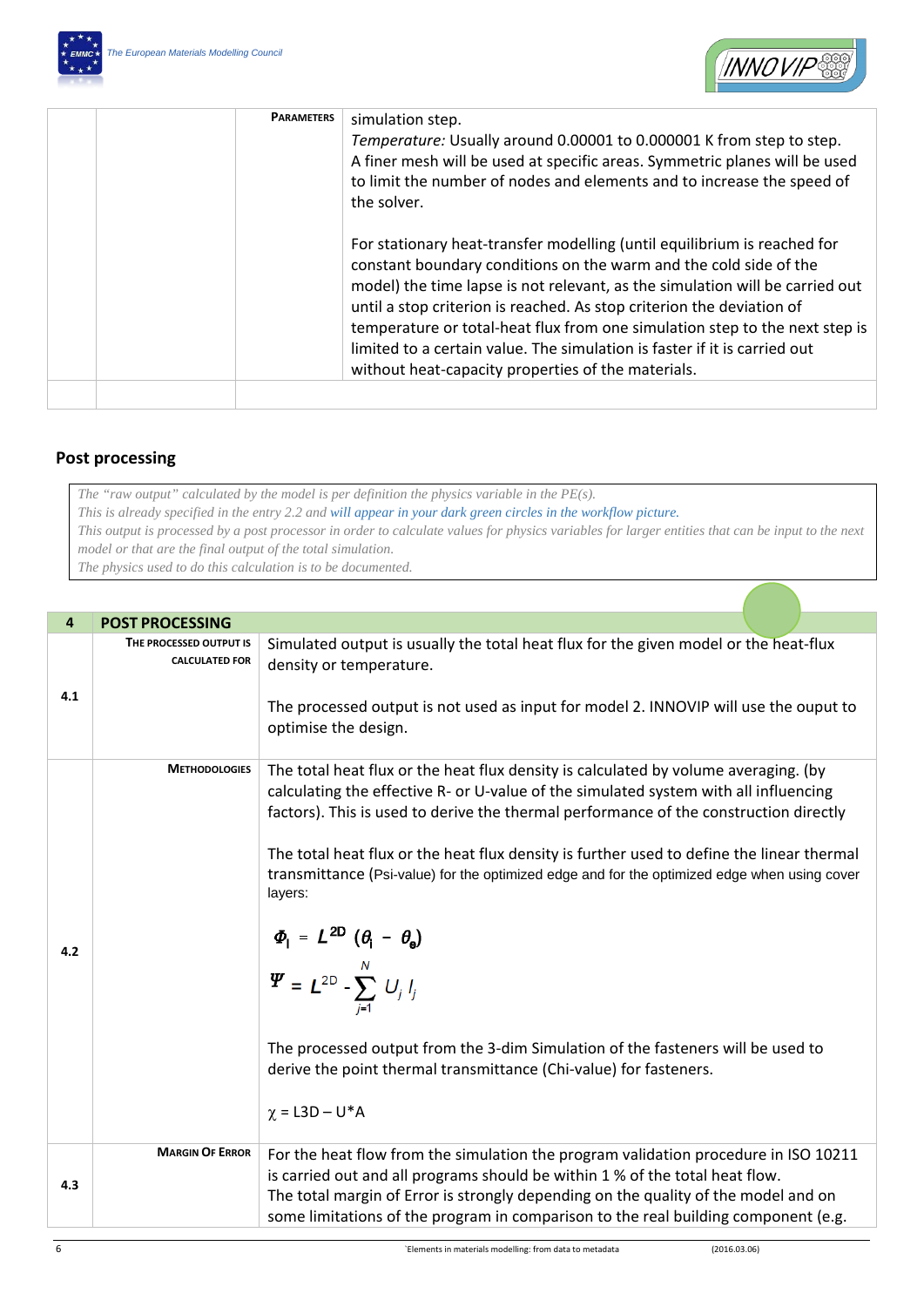|  |  | **PARAMETERS** | simulation step.<br>*Temperature:* Usually around 0.00001 to 0.000001 K from step to step.<br>A finer mesh will be used at specific areas. Symmetric planes will be used to limit the number of nodes and elements and to increase the speed of the solver.<br><br>For stationary heat-transfer modelling (until equilibrium is reached for constant boundary conditions on the warm and the cold side of the model) the time lapse is not relevant, as the simulation will be carried out until a stop criterion is reached. As stop criterion the deviation of temperature or total-heat flux from one simulation step to the next step is limited to a certain value. The simulation is faster if it is carried out without heat-capacity properties of the materials. |
|---|---|---|---|
|  |  |  |  |

## Post processing

> *The "raw output" calculated by the model is per definition the physics variable in the PE(s).*
> *This is already specified in the entry 2.2 and will appear in your dark green circles in the workflow picture.*
> *This output is processed by a post processor in order to calculate values for physics variables for larger entities that can be input to the next model or that are the final output of the total simulation.*
> *The physics used to do this calculation is to be documented.*

| 4 | POST PROCESSING | |
|---|---|---|
| 4.1 | **THE PROCESSED OUTPUT IS CALCULATED FOR** | Simulated output is usually the total heat flux for the given model or the heat-flux density or temperature.<br><br>The processed output is not used as input for model 2. INNOVIP will use the ouput to optimise the design. |
| 4.2 | **METHODOLOGIES** | The total heat flux or the heat flux density is calculated by volume averaging. (by calculating the effective R- or U-value of the simulated system with all influencing factors). This is used to derive the thermal performance of the construction directly<br><br>The total heat flux or the heat flux density is further used to define the linear thermal transmittance (Psi-value) for the optimized edge and for the optimized edge when using cover layers:<br><br>$\Phi_i = L^{2D} (\theta_i - \theta_e)$<br><br>$\Psi = L^{2D} - \sum_{j=1}^{N} U_j l_j$<br><br>The processed output from the 3-dim Simulation of the fasteners will be used to derive the point thermal transmittance (Chi-value) for fasteners.<br><br>$\chi = L3D - U*A$ |
| 4.3 | **MARGIN OF ERROR** | For the heat flow from the simulation the program validation procedure in ISO 10211 is carried out and all programs should be within 1 % of the total heat flow.<br>The total margin of Error is strongly depending on the quality of the model and on some limitations of the program in comparison to the real building component (e.g. |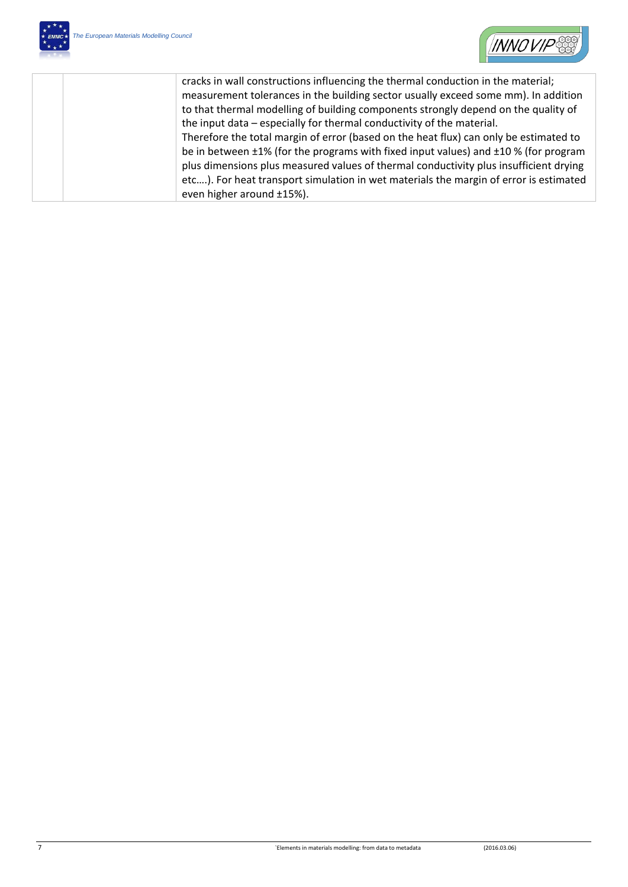|  |  | cracks in wall constructions influencing the thermal conduction in the material; measurement tolerances in the building sector usually exceed some mm). In addition to that thermal modelling of building components strongly depend on the quality of the input data – especially for thermal conductivity of the material. Therefore the total margin of error (based on the heat flux) can only be estimated to be in between ±1% (for the programs with fixed input values) and ±10 % (for program plus dimensions plus measured values of thermal conductivity plus insufficient drying etc….). For heat transport simulation in wet materials the margin of error is estimated even higher around ±15%). |
| --- | --- | --- |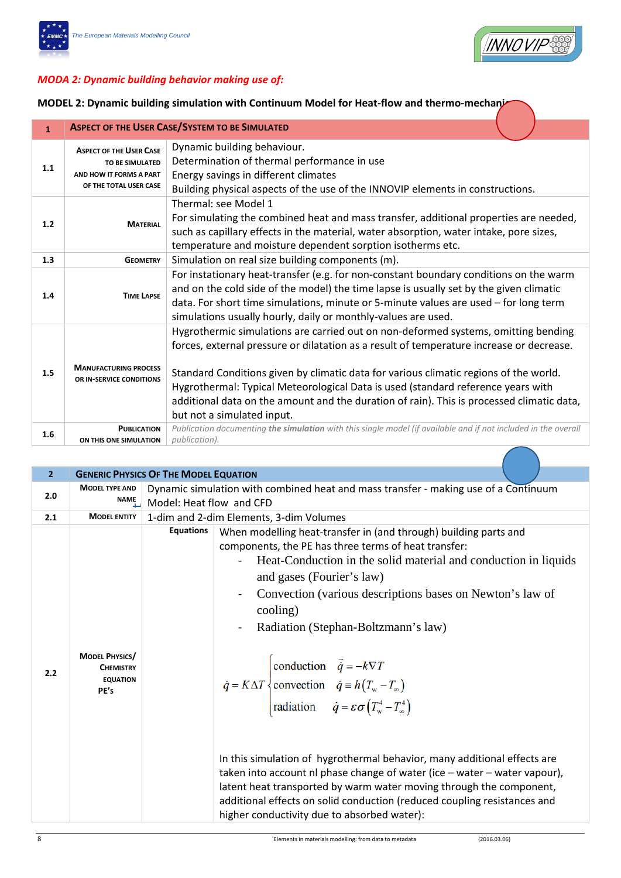*MODA 2: Dynamic building behavior making use of:*

**MODEL 2: Dynamic building simulation with Continuum Model for Heat-flow and thermo-mechanic**

| 1 | ASPECT OF THE USER CASE/SYSTEM TO BE SIMULATED | |
|---|---|---|
| 1.1 | ASPECT OF THE USER CASE TO BE SIMULATED AND HOW IT FORMS A PART OF THE TOTAL USER CASE | Dynamic building behaviour.<br>Determination of thermal performance in use<br>Energy savings in different climates<br>Building physical aspects of the use of the INNOVIP elements in constructions. |
| 1.2 | MATERIAL | Thermal: see Model 1<br>For simulating the combined heat and mass transfer, additional properties are needed, such as capillary effects in the material, water absorption, water intake, pore sizes, temperature and moisture dependent sorption isotherms etc. |
| 1.3 | GEOMETRY | Simulation on real size building components (m). |
| 1.4 | TIME LAPSE | For instationary heat-transfer (e.g. for non-constant boundary conditions on the warm and on the cold side of the model) the time lapse is usually set by the given climatic data. For short time simulations, minute or 5-minute values are used – for long term simulations usually hourly, daily or monthly-values are used. |
| 1.5 | MANUFACTURING PROCESS OR IN-SERVICE CONDITIONS | Hygrothermic simulations are carried out on non-deformed systems, omitting bending forces, external pressure or dilatation as a result of temperature increase or decrease.<br><br>Standard Conditions given by climatic data for various climatic regions of the world.<br>Hygrothermal: Typical Meteorological Data is used (standard reference years with additional data on the amount and the duration of rain). This is processed climatic data, but not a simulated input. |
| 1.6 | PUBLICATION ON THIS ONE SIMULATION | *Publication documenting **the simulation** with this single model (if available and if not included in the overall publication).* |

| 2 | GENERIC PHYSICS OF THE MODEL EQUATION | | |
|---|---|---|---|
| 2.0 | MODEL TYPE AND NAME | Dynamic simulation with combined heat and mass transfer - making use of a Continuum Model: Heat flow and CFD | |
| 2.1 | MODEL ENTITY | 1-dim and 2-dim Elements, 3-dim Volumes | |
| 2.2 | MODEL PHYSICS/ CHEMISTRY EQUATION PE's | Equations | When modelling heat-transfer in (and through) building parts and components, the PE has three terms of heat transfer:<br>- Heat-Conduction in the solid material and conduction in liquids and gases (Fourier's law)<br>- Convection (various descriptions bases on Newton's law of cooling)<br>- Radiation (Stephan-Boltzmann's law)<br><br>$$\dot{q} = K\Delta T \begin{cases} \text{conduction} & \vec{q} = -k\nabla T \\ \text{convection} & \dot{q} \equiv h\left(T_w - T_\infty\right) \\ \text{radiation} & \dot{q} = \varepsilon\sigma\left(T_w^4 - T_\infty^4\right) \end{cases}$$<br><br>In this simulation of hygrothermal behavior, many additional effects are taken into account nl phase change of water (ice – water – water vapour), latent heat transported by warm water moving through the component, additional effects on solid conduction (reduced coupling resistances and higher conductivity due to absorbed water): |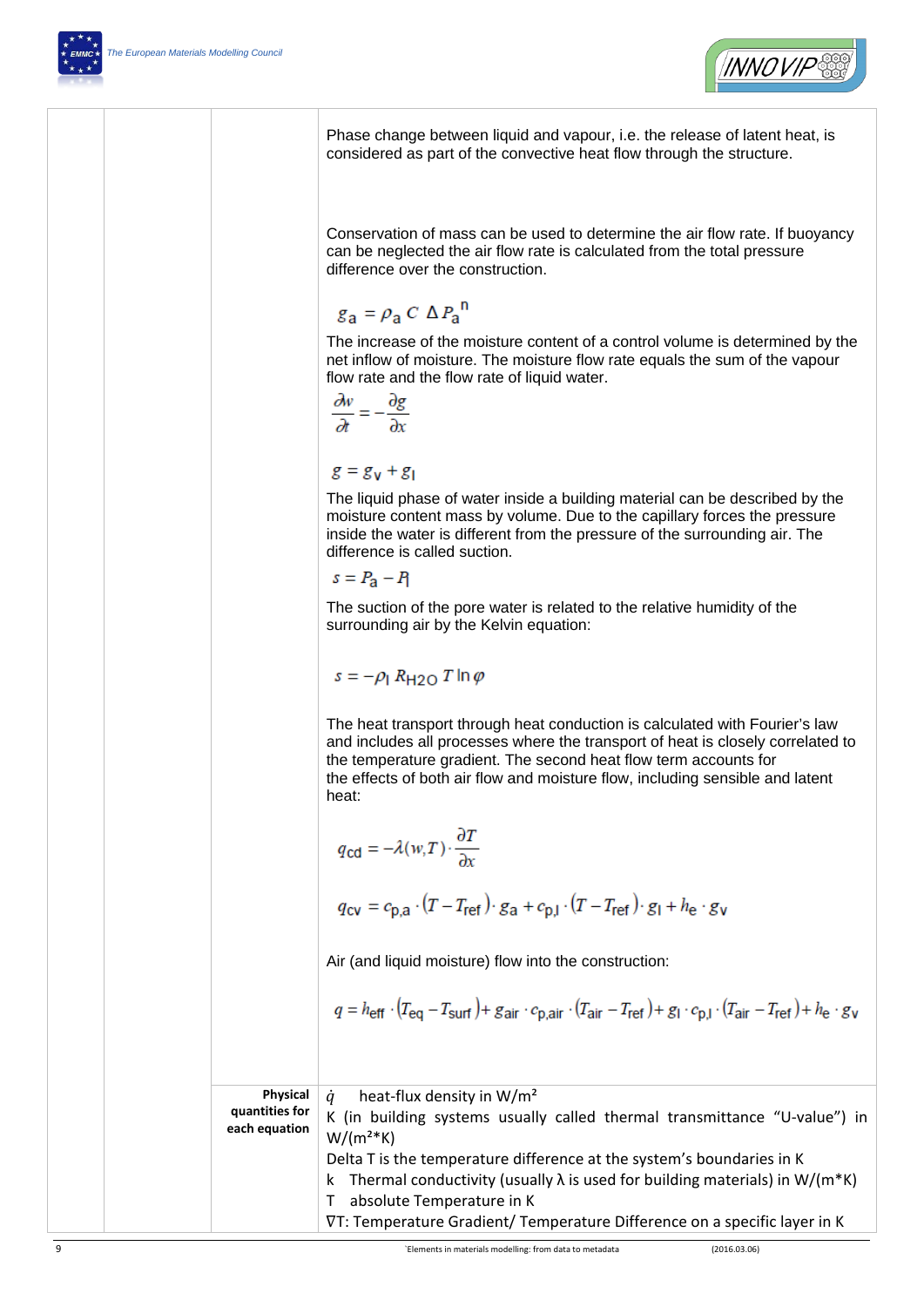| | | | Phase change between liquid and vapour, i.e. the release of latent heat, is considered as part of the convective heat flow through the structure.<br><br>Conservation of mass can be used to determine the air flow rate. If buoyancy can be neglected the air flow rate is calculated from the total pressure difference over the construction.<br><br>$g_a = \rho_a \, C \, \Delta P_a{}^n$<br><br>The increase of the moisture content of a control volume is determined by the net inflow of moisture. The moisture flow rate equals the sum of the vapour flow rate and the flow rate of liquid water.<br><br>$\frac{\partial w}{\partial t} = -\frac{\partial g}{\partial x}$<br><br>$g = g_v + g_l$<br><br>The liquid phase of water inside a building material can be described by the moisture content mass by volume. Due to the capillary forces the pressure inside the water is different from the pressure of the surrounding air. The difference is called suction.<br><br>$s = P_a - P_l$<br><br>The suction of the pore water is related to the relative humidity of the surrounding air by the Kelvin equation:<br><br>$s = -\rho_l \, R_{H2O} \, T \ln \varphi$<br><br>The heat transport through heat conduction is calculated with Fourier's law and includes all processes where the transport of heat is closely correlated to the temperature gradient. The second heat flow term accounts for the effects of both air flow and moisture flow, including sensible and latent heat:<br><br>$q_{cd} = -\lambda(w,T) \cdot \frac{\partial T}{\partial x}$<br><br>$q_{cv} = c_{p,a} \cdot (T - T_{ref}) \cdot g_a + c_{p,l} \cdot (T - T_{ref}) \cdot g_l + h_e \cdot g_v$<br><br>Air (and liquid moisture) flow into the construction:<br><br>$q = h_{eff} \cdot (T_{eq} - T_{surf}) + g_{air} \cdot c_{p,air} \cdot (T_{air} - T_{ref}) + g_l \cdot c_{p,l} \cdot (T_{air} - T_{ref}) + h_e \cdot g_v$ |
|---|---|---|---|
| | | **Physical quantities for each equation** | $\dot{q}$ heat-flux density in W/m²<br>K (in building systems usually called thermal transmittance "U-value") in W/(m²*K)<br>Delta T is the temperature difference at the system's boundaries in K<br>k Thermal conductivity (usually λ is used for building materials) in W/(m*K)<br>T absolute Temperature in K<br>∇T: Temperature Gradient/ Temperature Difference on a specific layer in K |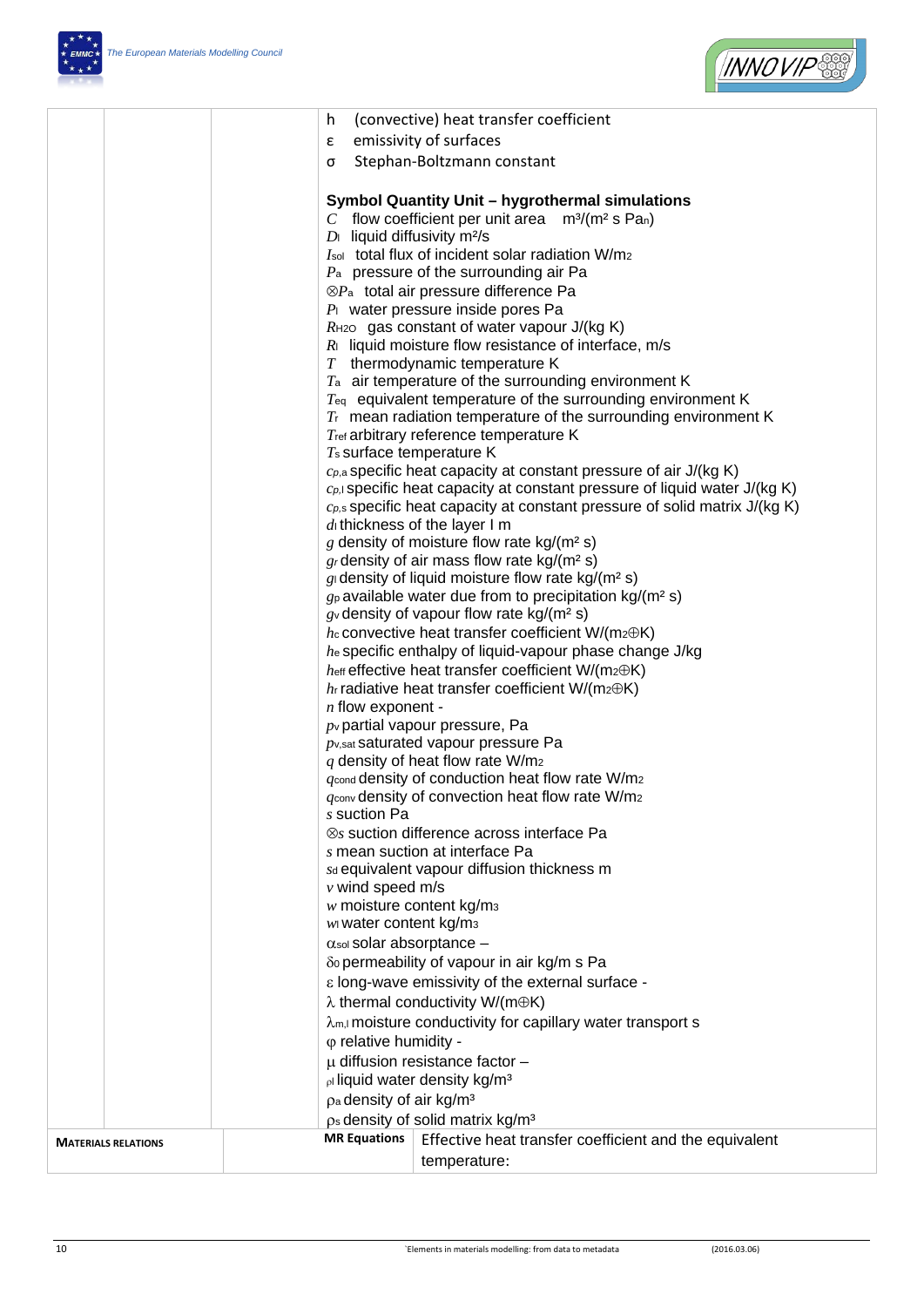| | | |
|---|---|---|
| | | $h$ (convective) heat transfer coefficient<br>$\varepsilon$ emissivity of surfaces<br>$\sigma$ Stephan-Boltzmann constant<br><br>**Symbol Quantity Unit – hygrothermal simulations**<br>$C$ flow coefficient per unit area $m^3/(m^2\ s\ Pa_n)$<br>$D_l$ liquid diffusivity $m^2/s$<br>$I_{sol}$ total flux of incident solar radiation $W/m_2$<br>$P_a$ pressure of the surrounding air Pa<br>$\otimes P_a$ total air pressure difference Pa<br>$P_l$ water pressure inside pores Pa<br>$R_{H2O}$ gas constant of water vapour J/(kg K)<br>$R_l$ liquid moisture flow resistance of interface, m/s<br>$T$ thermodynamic temperature K<br>$T_a$ air temperature of the surrounding environment K<br>$T_{eq}$ equivalent temperature of the surrounding environment K<br>$T_r$ mean radiation temperature of the surrounding environment K<br>$T_{ref}$ arbitrary reference temperature K<br>$T_s$ surface temperature K<br>$c_{p,a}$ specific heat capacity at constant pressure of air J/(kg K)<br>$c_{p,l}$ specific heat capacity at constant pressure of liquid water J/(kg K)<br>$c_{p,s}$ specific heat capacity at constant pressure of solid matrix J/(kg K)<br>$d_l$ thickness of the layer I m<br>$g$ density of moisture flow rate $kg/(m^2\ s)$<br>$g_r$ density of air mass flow rate $kg/(m^2\ s)$<br>$g_l$ density of liquid moisture flow rate $kg/(m^2\ s)$<br>$g_p$ available water due from to precipitation $kg/(m^2\ s)$<br>$g_v$ density of vapour flow rate $kg/(m^2\ s)$<br>$h_c$ convective heat transfer coefficient $W/(m_2 \oplus K)$<br>$h_e$ specific enthalpy of liquid-vapour phase change J/kg<br>$h_{eff}$ effective heat transfer coefficient $W/(m_2 \oplus K)$<br>$h_r$ radiative heat transfer coefficient $W/(m_2 \oplus K)$<br>$n$ flow exponent -<br>$p_v$ partial vapour pressure, Pa<br>$p_{v,sat}$ saturated vapour pressure Pa<br>$q$ density of heat flow rate $W/m_2$<br>$q_{cond}$ density of conduction heat flow rate $W/m_2$<br>$q_{conv}$ density of convection heat flow rate $W/m_2$<br>$s$ suction Pa<br>$\otimes s$ suction difference across interface Pa<br>$s$ mean suction at interface Pa<br>$s_d$ equivalent vapour diffusion thickness m<br>$v$ wind speed m/s<br>$w$ moisture content $kg/m_3$<br>$w_l$ water content $kg/m_3$<br>$\alpha_{sol}$ solar absorptance –<br>$\delta_0$ permeability of vapour in air kg/m s Pa<br>$\varepsilon$ long-wave emissivity of the external surface -<br>$\lambda$ thermal conductivity $W/(m \oplus K)$<br>$\lambda_{m,l}$ moisture conductivity for capillary water transport s<br>$\varphi$ relative humidity -<br>$\mu$ diffusion resistance factor –<br>$\rho_l$ liquid water density $kg/m^3$<br>$\rho_a$ density of air $kg/m^3$<br>$\rho_s$ density of solid matrix $kg/m^3$ |
| **MATERIALS RELATIONS** | | **MR Equations** Effective heat transfer coefficient and the equivalent temperature: |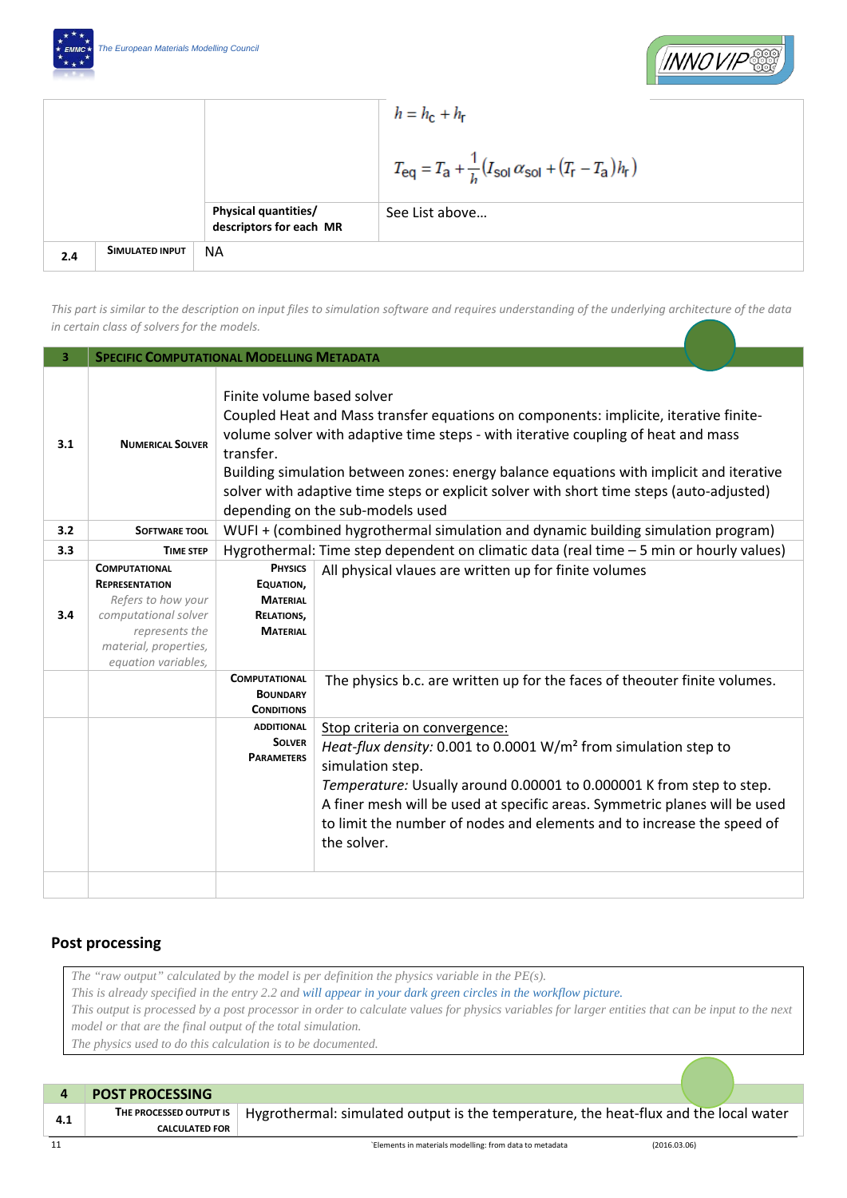| | | | |
|---|---|---|---|
| | | | $h = h_c + h_r$ <br><br> $T_{eq} = T_a + \frac{1}{h}(I_{sol}\,\alpha_{sol} + (T_r - T_a)h_r)$ |
| | | Physical quantities/ descriptors for each MR | See List above… |
| 2.4 | SIMULATED INPUT | NA | |

*This part is similar to the description on input files to simulation software and requires understanding of the underlying architecture of the data in certain class of solvers for the models.*

| 3 | SPECIFIC COMPUTATIONAL MODELLING METADATA | | |
|---|---|---|---|
| 3.1 | NUMERICAL SOLVER | Finite volume based solver<br>Coupled Heat and Mass transfer equations on components: implicite, iterative finite-volume solver with adaptive time steps - with iterative coupling of heat and mass transfer.<br>Building simulation between zones: energy balance equations with implicit and iterative solver with adaptive time steps or explicit solver with short time steps (auto-adjusted) depending on the sub-models used | |
| 3.2 | SOFTWARE TOOL | WUFI + (combined hygrothermal simulation and dynamic building simulation program) | |
| 3.3 | TIME STEP | Hygrothermal: Time step dependent on climatic data (real time – 5 min or hourly values) | |
| 3.4 | COMPUTATIONAL REPRESENTATION *Refers to how your computational solver represents the material, properties, equation variables,* | PHYSICS EQUATION, MATERIAL RELATIONS, MATERIAL | All physical vlaues are written up for finite volumes |
| | | COMPUTATIONAL BOUNDARY CONDITIONS | The physics b.c. are written up for the faces of theouter finite volumes. |
| | | ADDITIONAL SOLVER PARAMETERS | Stop criteria on convergence:<br>*Heat-flux density:* 0.001 to 0.0001 W/m² from simulation step to simulation step.<br>*Temperature:* Usually around 0.00001 to 0.000001 K from step to step.<br>A finer mesh will be used at specific areas. Symmetric planes will be used to limit the number of nodes and elements and to increase the speed of the solver. |
| | | | |

## Post processing

*The "raw output" calculated by the model is per definition the physics variable in the PE(s).*
*This is already specified in the entry 2.2 and will appear in your dark green circles in the workflow picture.*
*This output is processed by a post processor in order to calculate values for physics variables for larger entities that can be input to the next model or that are the final output of the total simulation.*
*The physics used to do this calculation is to be documented.*

| 4 | POST PROCESSING | |
|---|---|---|
| 4.1 | THE PROCESSED OUTPUT IS CALCULATED FOR | Hygrothermal: simulated output is the temperature, the heat-flux and the local water |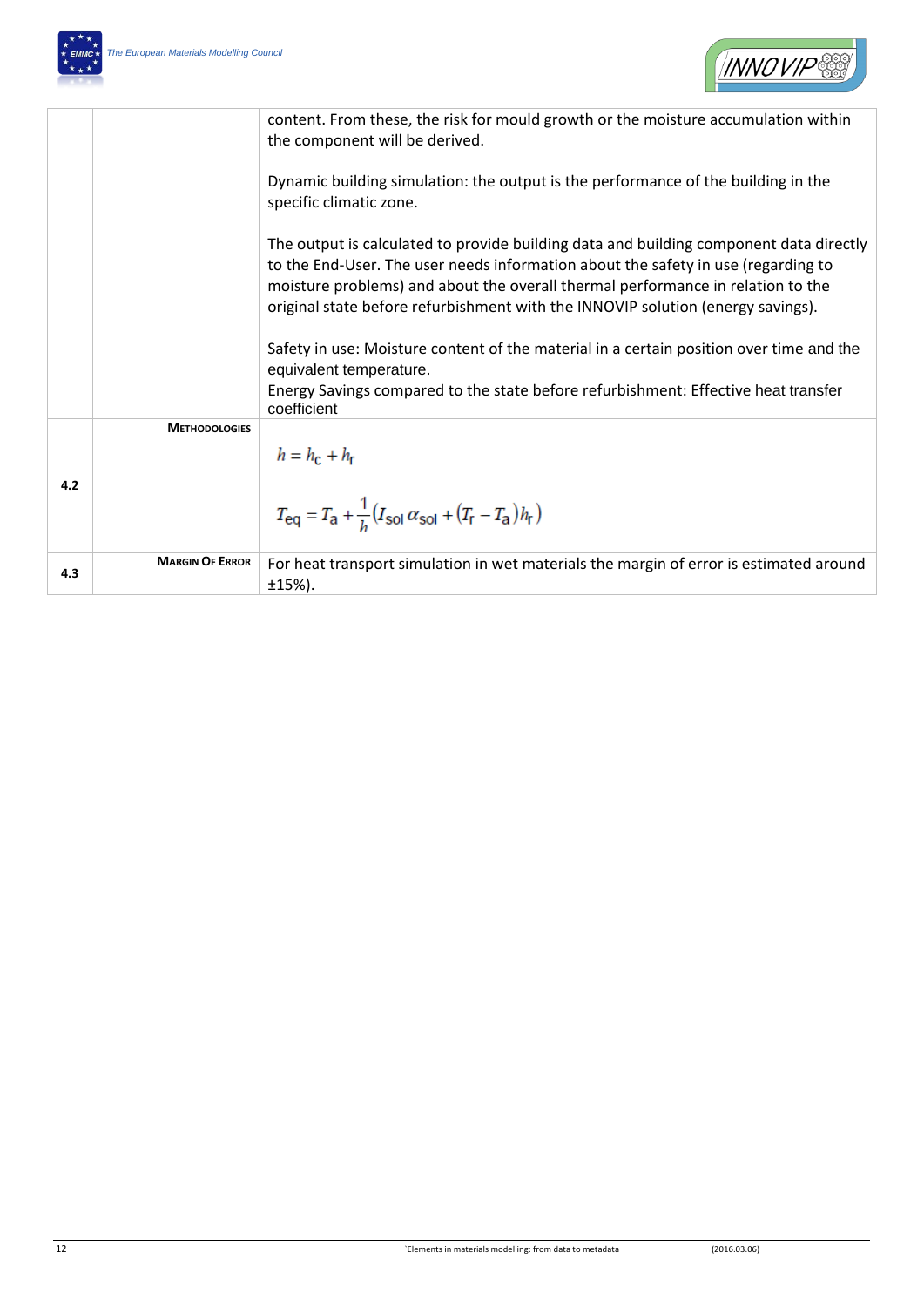| | | |
|---|---|---|
| | | content. From these, the risk for mould growth or the moisture accumulation within the component will be derived.<br><br>Dynamic building simulation: the output is the performance of the building in the specific climatic zone.<br><br>The output is calculated to provide building data and building component data directly to the End-User. The user needs information about the safety in use (regarding to moisture problems) and about the overall thermal performance in relation to the original state before refurbishment with the INNOVIP solution (energy savings).<br><br>Safety in use: Moisture content of the material in a certain position over time and the equivalent temperature.<br>Energy Savings compared to the state before refurbishment: Effective heat transfer coefficient |
| **4.2** | **METHODOLOGIES** | $h = h_c + h_r$<br><br>$T_{eq} = T_a + \frac{1}{h}\left(I_{sol}\,\alpha_{sol} + \left(T_r - T_a\right)h_r\right)$ |
| **4.3** | **MARGIN OF ERROR** | For heat transport simulation in wet materials the margin of error is estimated around ±15%). |